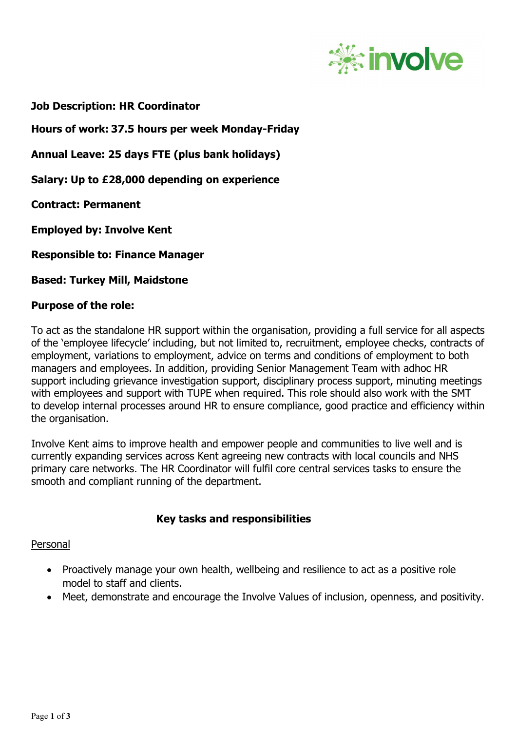**Job Description: HR Coordinator**

**Hours of work: 37.5 hours per week Monday-Friday**

**Annual Leave: 25 days FTE (plus bank holidays)**

**Salary: Up to £28,000 depending on experience**

**Contract: Permanent**

**Employed by: Involve Kent**

**Responsible to: Finance Manager**

**Based: Turkey Mill, Maidstone**

**Purpose of the role:**

To act as the standalone HR support within the organisation, providing a full service for all aspects of the 'employee lifecycle' including, but not limited to, recruitment, employee checks, contracts of employment, variations to employment, advice on terms and conditions of employment to both managers and employees. In addition, providing Senior Management Team with adhoc HR support including grievance investigation support, disciplinary process support, minuting meetings with employees and support with TUPE when required. This role should also work with the SMT to develop internal processes around HR to ensure compliance, good practice and efficiency within the organisation.

Involve Kent aims to improve health and empower people and communities to live well and is currently expanding services across Kent agreeing new contracts with local councils and NHS primary care networks. The HR Coordinator will fulfil core central services tasks to ensure the smooth and compliant running of the department.

## Key tasks and responsibilities

Personal

- Proactively manage your own health, wellbeing and resilience to act as a positive role model to staff and clients.
- Meet, demonstrate and encourage the Involve Values of inclusion, openness, and positivity.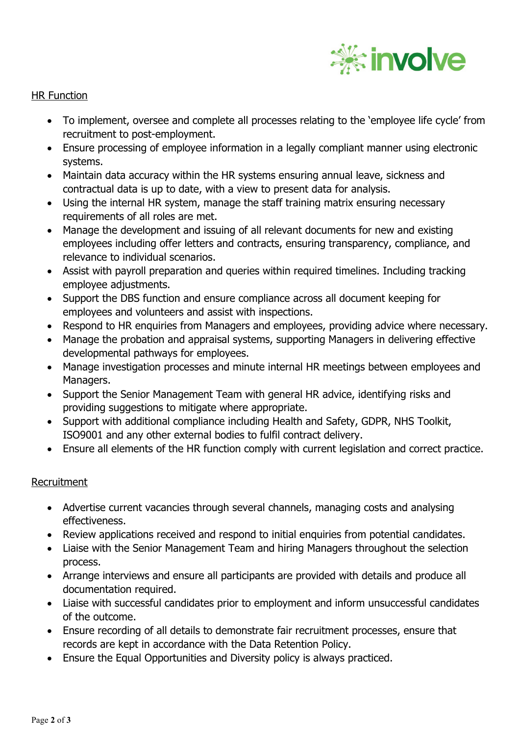## HR Function

- To implement, oversee and complete all processes relating to the 'employee life cycle' from recruitment to post-employment.
- Ensure processing of employee information in a legally compliant manner using electronic systems.
- Maintain data accuracy within the HR systems ensuring annual leave, sickness and contractual data is up to date, with a view to present data for analysis.
- Using the internal HR system, manage the staff training matrix ensuring necessary requirements of all roles are met.
- Manage the development and issuing of all relevant documents for new and existing employees including offer letters and contracts, ensuring transparency, compliance, and relevance to individual scenarios.
- Assist with payroll preparation and queries within required timelines. Including tracking employee adjustments.
- Support the DBS function and ensure compliance across all document keeping for employees and volunteers and assist with inspections.
- Respond to HR enquiries from Managers and employees, providing advice where necessary.
- Manage the probation and appraisal systems, supporting Managers in delivering effective developmental pathways for employees.
- Manage investigation processes and minute internal HR meetings between employees and Managers.
- Support the Senior Management Team with general HR advice, identifying risks and providing suggestions to mitigate where appropriate.
- Support with additional compliance including Health and Safety, GDPR, NHS Toolkit, ISO9001 and any other external bodies to fulfil contract delivery.
- Ensure all elements of the HR function comply with current legislation and correct practice.

## Recruitment

- Advertise current vacancies through several channels, managing costs and analysing effectiveness.
- Review applications received and respond to initial enquiries from potential candidates.
- Liaise with the Senior Management Team and hiring Managers throughout the selection process.
- Arrange interviews and ensure all participants are provided with details and produce all documentation required.
- Liaise with successful candidates prior to employment and inform unsuccessful candidates of the outcome.
- Ensure recording of all details to demonstrate fair recruitment processes, ensure that records are kept in accordance with the Data Retention Policy.
- Ensure the Equal Opportunities and Diversity policy is always practiced.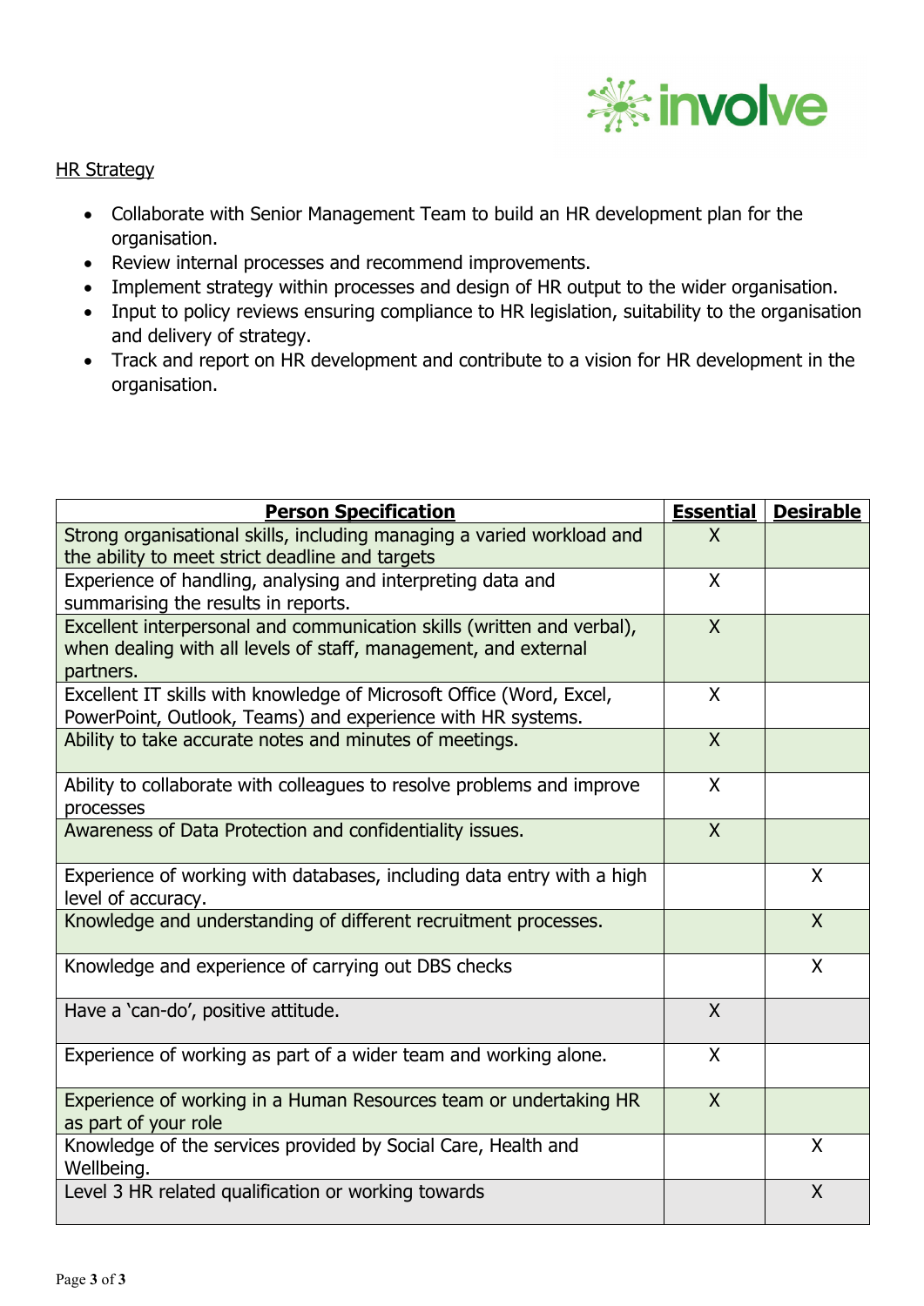HR Strategy

- Collaborate with Senior Management Team to build an HR development plan for the organisation.
- Review internal processes and recommend improvements.
- Implement strategy within processes and design of HR output to the wider organisation.
- Input to policy reviews ensuring compliance to HR legislation, suitability to the organisation and delivery of strategy.
- Track and report on HR development and contribute to a vision for HR development in the organisation.

| **Person Specification** | **Essential** | **Desirable** |
|---|---|---|
| Strong organisational skills, including managing a varied workload and the ability to meet strict deadline and targets | X | |
| Experience of handling, analysing and interpreting data and summarising the results in reports. | X | |
| Excellent interpersonal and communication skills (written and verbal), when dealing with all levels of staff, management, and external partners. | X | |
| Excellent IT skills with knowledge of Microsoft Office (Word, Excel, PowerPoint, Outlook, Teams) and experience with HR systems. | X | |
| Ability to take accurate notes and minutes of meetings. | X | |
| Ability to collaborate with colleagues to resolve problems and improve processes | X | |
| Awareness of Data Protection and confidentiality issues. | X | |
| Experience of working with databases, including data entry with a high level of accuracy. | | X |
| Knowledge and understanding of different recruitment processes. | | X |
| Knowledge and experience of carrying out DBS checks | | X |
| Have a 'can-do', positive attitude. | X | |
| Experience of working as part of a wider team and working alone. | X | |
| Experience of working in a Human Resources team or undertaking HR as part of your role | X | |
| Knowledge of the services provided by Social Care, Health and Wellbeing. | | X |
| Level 3 HR related qualification or working towards | | X |